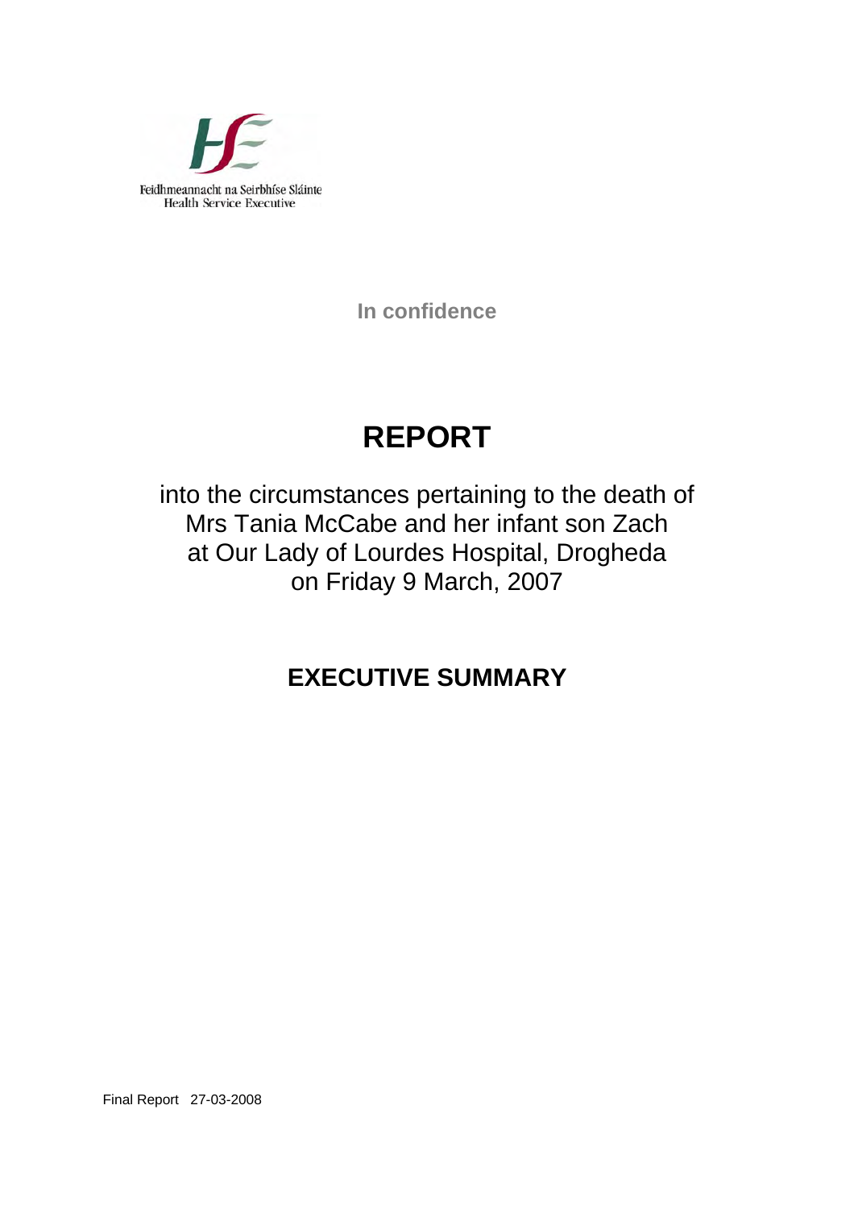Feidhmeannacht na Seirbhíse Sláinte
Health Service Executive

In confidence

# REPORT

into the circumstances pertaining to the death of
Mrs Tania McCabe and her infant son Zach
at Our Lady of Lourdes Hospital, Drogheda
on Friday 9 March, 2007

## EXECUTIVE SUMMARY

Final Report 27-03-2008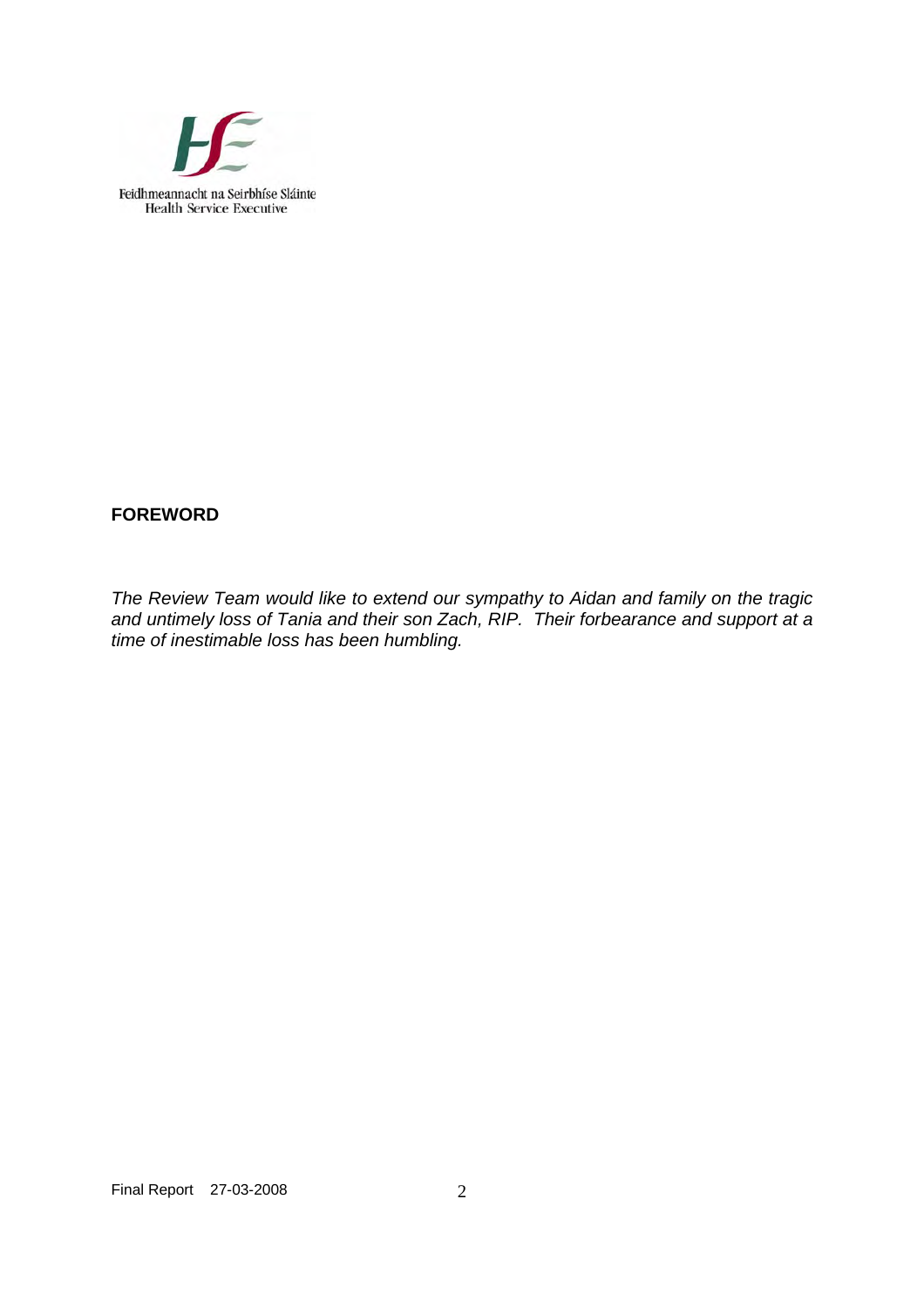Feidhmeannacht na Seirbhíse Sláinte
Health Service Executive

## FOREWORD

*The Review Team would like to extend our sympathy to Aidan and family on the tragic and untimely loss of Tania and their son Zach, RIP. Their forbearance and support at a time of inestimable loss has been humbling.*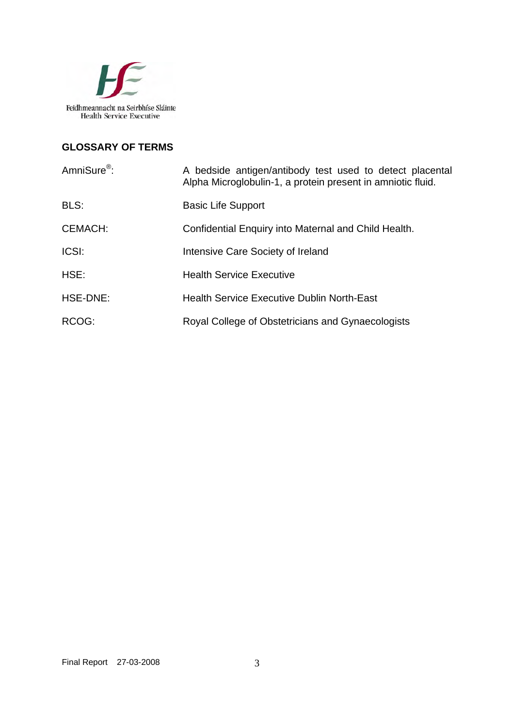## GLOSSARY OF TERMS

| | |
|---|---|
| AmniSure®: | A bedside antigen/antibody test used to detect placental Alpha Microglobulin-1, a protein present in amniotic fluid. |
| BLS: | Basic Life Support |
| CEMACH: | Confidential Enquiry into Maternal and Child Health. |
| ICSI: | Intensive Care Society of Ireland |
| HSE: | Health Service Executive |
| HSE-DNE: | Health Service Executive Dublin North-East |
| RCOG: | Royal College of Obstetricians and Gynaecologists |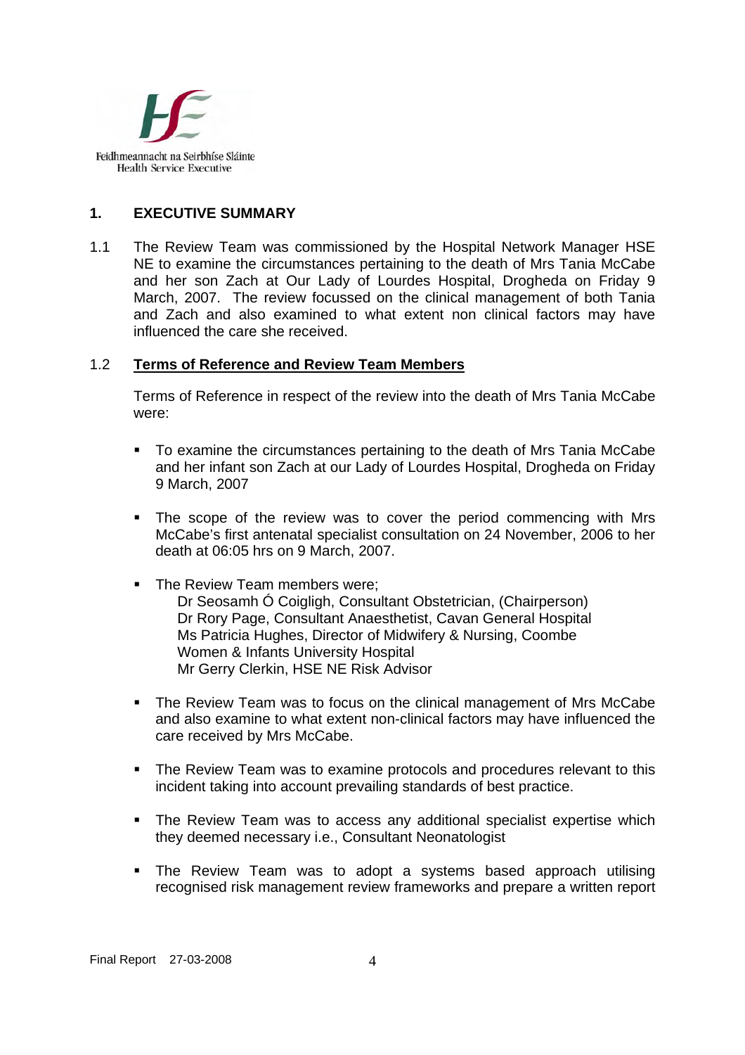## 1. EXECUTIVE SUMMARY

1.1 The Review Team was commissioned by the Hospital Network Manager HSE NE to examine the circumstances pertaining to the death of Mrs Tania McCabe and her son Zach at Our Lady of Lourdes Hospital, Drogheda on Friday 9 March, 2007. The review focussed on the clinical management of both Tania and Zach and also examined to what extent non clinical factors may have influenced the care she received.

### 1.2 Terms of Reference and Review Team Members

Terms of Reference in respect of the review into the death of Mrs Tania McCabe were:

- To examine the circumstances pertaining to the death of Mrs Tania McCabe and her infant son Zach at our Lady of Lourdes Hospital, Drogheda on Friday 9 March, 2007
- The scope of the review was to cover the period commencing with Mrs McCabe's first antenatal specialist consultation on 24 November, 2006 to her death at 06:05 hrs on 9 March, 2007.
- The Review Team members were;
  Dr Seosamh Ó Coigligh, Consultant Obstetrician, (Chairperson)
  Dr Rory Page, Consultant Anaesthetist, Cavan General Hospital
  Ms Patricia Hughes, Director of Midwifery & Nursing, Coombe Women & Infants University Hospital
  Mr Gerry Clerkin, HSE NE Risk Advisor
- The Review Team was to focus on the clinical management of Mrs McCabe and also examine to what extent non-clinical factors may have influenced the care received by Mrs McCabe.
- The Review Team was to examine protocols and procedures relevant to this incident taking into account prevailing standards of best practice.
- The Review Team was to access any additional specialist expertise which they deemed necessary i.e., Consultant Neonatologist
- The Review Team was to adopt a systems based approach utilising recognised risk management review frameworks and prepare a written report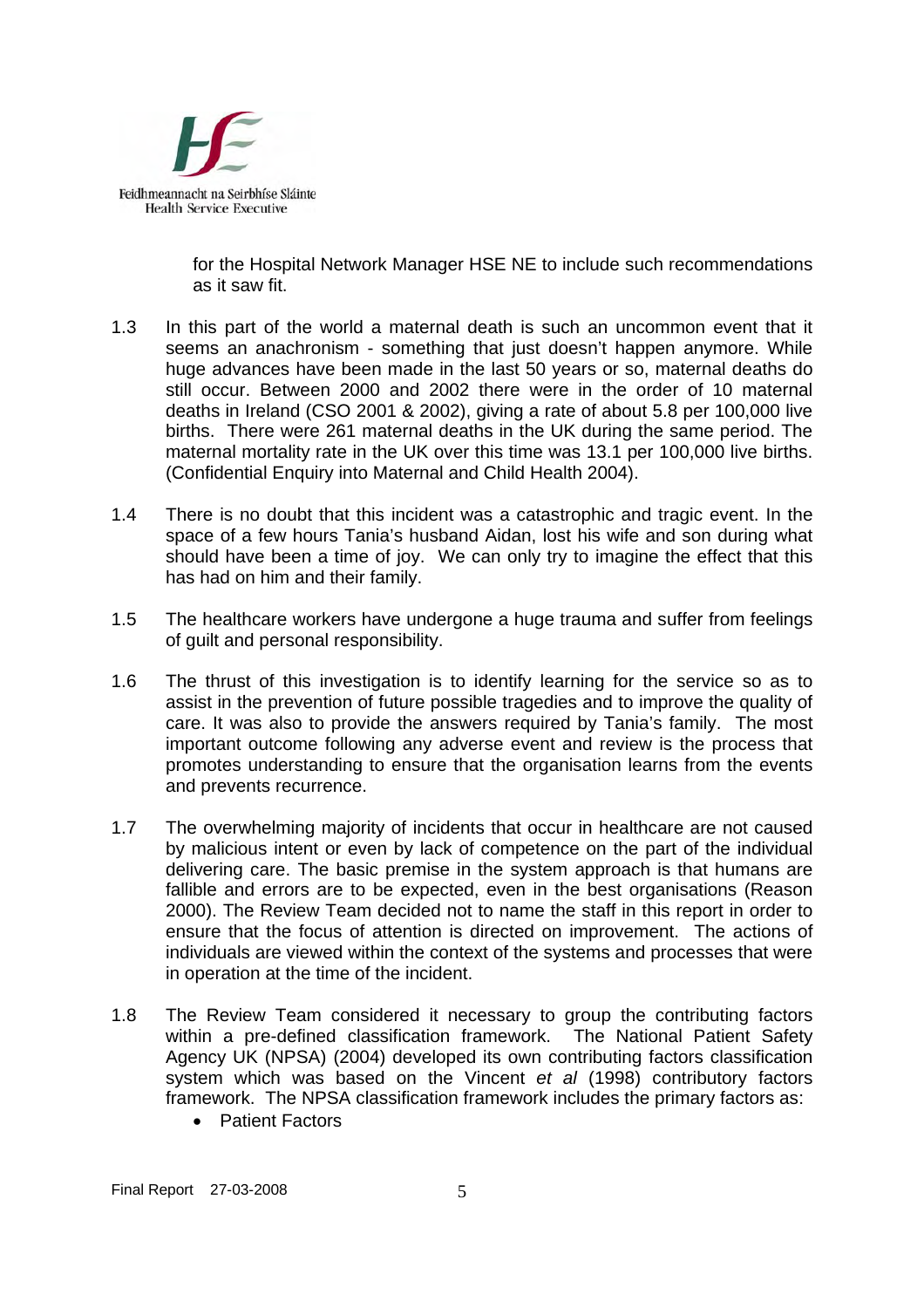for the Hospital Network Manager HSE NE to include such recommendations as it saw fit.

1.3 In this part of the world a maternal death is such an uncommon event that it seems an anachronism - something that just doesn't happen anymore. While huge advances have been made in the last 50 years or so, maternal deaths do still occur. Between 2000 and 2002 there were in the order of 10 maternal deaths in Ireland (CSO 2001 & 2002), giving a rate of about 5.8 per 100,000 live births. There were 261 maternal deaths in the UK during the same period. The maternal mortality rate in the UK over this time was 13.1 per 100,000 live births. (Confidential Enquiry into Maternal and Child Health 2004).

1.4 There is no doubt that this incident was a catastrophic and tragic event. In the space of a few hours Tania's husband Aidan, lost his wife and son during what should have been a time of joy. We can only try to imagine the effect that this has had on him and their family.

1.5 The healthcare workers have undergone a huge trauma and suffer from feelings of guilt and personal responsibility.

1.6 The thrust of this investigation is to identify learning for the service so as to assist in the prevention of future possible tragedies and to improve the quality of care. It was also to provide the answers required by Tania's family. The most important outcome following any adverse event and review is the process that promotes understanding to ensure that the organisation learns from the events and prevents recurrence.

1.7 The overwhelming majority of incidents that occur in healthcare are not caused by malicious intent or even by lack of competence on the part of the individual delivering care. The basic premise in the system approach is that humans are fallible and errors are to be expected, even in the best organisations (Reason 2000). The Review Team decided not to name the staff in this report in order to ensure that the focus of attention is directed on improvement. The actions of individuals are viewed within the context of the systems and processes that were in operation at the time of the incident.

1.8 The Review Team considered it necessary to group the contributing factors within a pre-defined classification framework. The National Patient Safety Agency UK (NPSA) (2004) developed its own contributing factors classification system which was based on the Vincent *et al* (1998) contributory factors framework. The NPSA classification framework includes the primary factors as:

- Patient Factors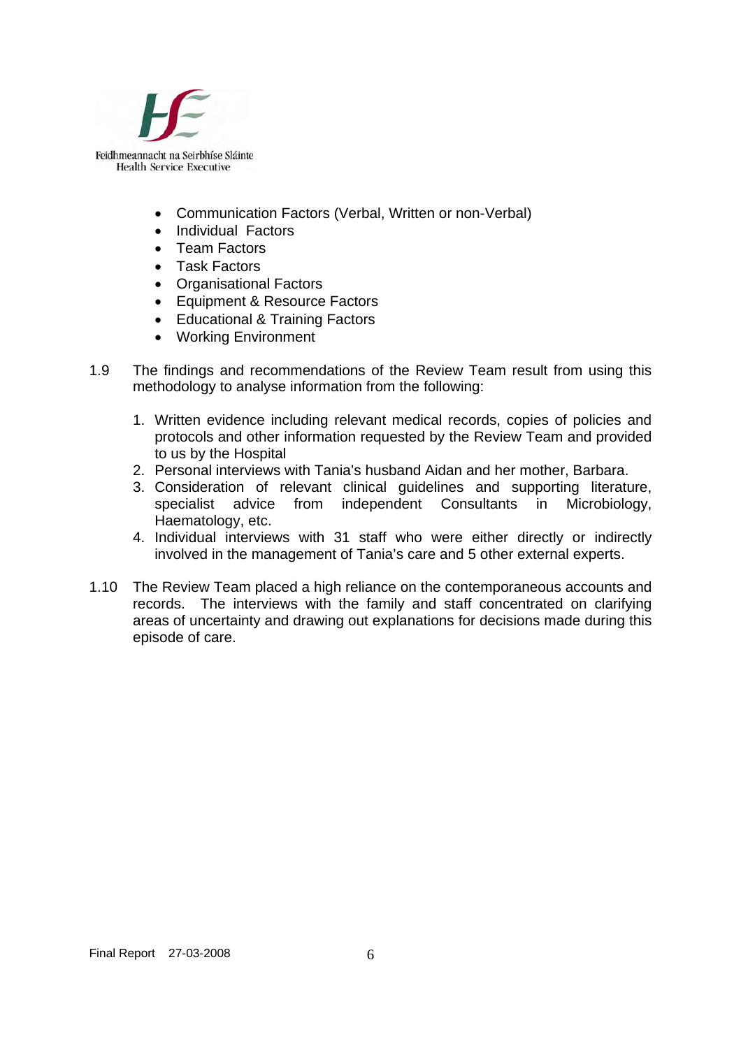- Communication Factors (Verbal, Written or non-Verbal)
- Individual Factors
- Team Factors
- Task Factors
- Organisational Factors
- Equipment & Resource Factors
- Educational & Training Factors
- Working Environment

1.9 The findings and recommendations of the Review Team result from using this methodology to analyse information from the following:

1. Written evidence including relevant medical records, copies of policies and protocols and other information requested by the Review Team and provided to us by the Hospital
2. Personal interviews with Tania's husband Aidan and her mother, Barbara.
3. Consideration of relevant clinical guidelines and supporting literature, specialist advice from independent Consultants in Microbiology, Haematology, etc.
4. Individual interviews with 31 staff who were either directly or indirectly involved in the management of Tania's care and 5 other external experts.

1.10 The Review Team placed a high reliance on the contemporaneous accounts and records. The interviews with the family and staff concentrated on clarifying areas of uncertainty and drawing out explanations for decisions made during this episode of care.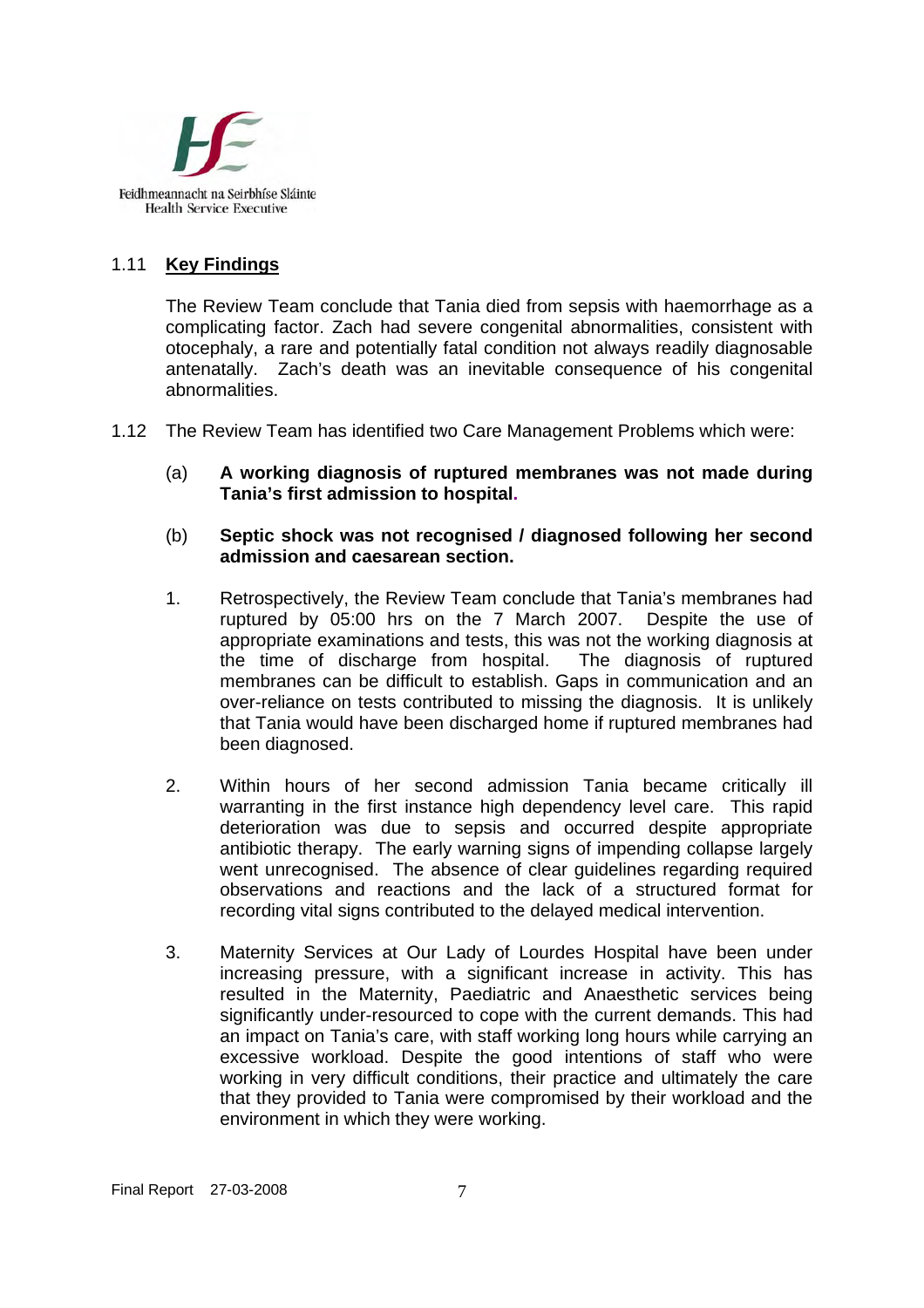## 1.11 **Key Findings**

The Review Team conclude that Tania died from sepsis with haemorrhage as a complicating factor. Zach had severe congenital abnormalities, consistent with otocephaly, a rare and potentially fatal condition not always readily diagnosable antenatally. Zach's death was an inevitable consequence of his congenital abnormalities.

1.12 The Review Team has identified two Care Management Problems which were:

(a) **A working diagnosis of ruptured membranes was not made during Tania's first admission to hospital.**

(b) **Septic shock was not recognised / diagnosed following her second admission and caesarean section.**

1. Retrospectively, the Review Team conclude that Tania's membranes had ruptured by 05:00 hrs on the 7 March 2007. Despite the use of appropriate examinations and tests, this was not the working diagnosis at the time of discharge from hospital. The diagnosis of ruptured membranes can be difficult to establish. Gaps in communication and an over-reliance on tests contributed to missing the diagnosis. It is unlikely that Tania would have been discharged home if ruptured membranes had been diagnosed.

2. Within hours of her second admission Tania became critically ill warranting in the first instance high dependency level care. This rapid deterioration was due to sepsis and occurred despite appropriate antibiotic therapy. The early warning signs of impending collapse largely went unrecognised. The absence of clear guidelines regarding required observations and reactions and the lack of a structured format for recording vital signs contributed to the delayed medical intervention.

3. Maternity Services at Our Lady of Lourdes Hospital have been under increasing pressure, with a significant increase in activity. This has resulted in the Maternity, Paediatric and Anaesthetic services being significantly under-resourced to cope with the current demands. This had an impact on Tania's care, with staff working long hours while carrying an excessive workload. Despite the good intentions of staff who were working in very difficult conditions, their practice and ultimately the care that they provided to Tania were compromised by their workload and the environment in which they were working.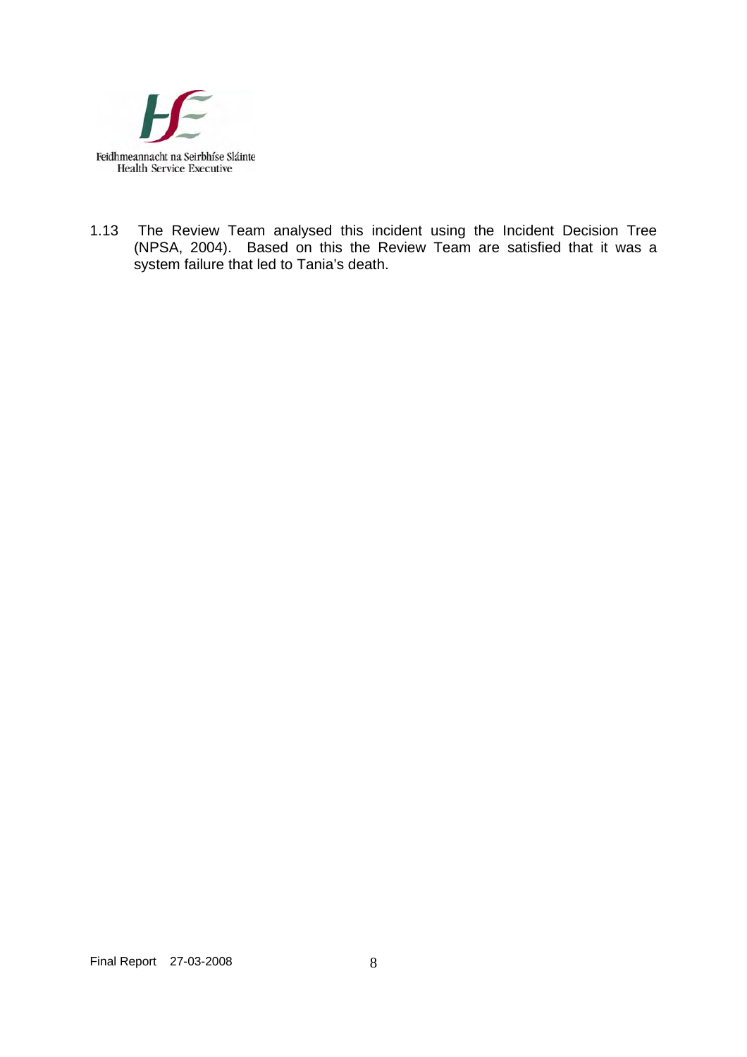1.13 The Review Team analysed this incident using the Incident Decision Tree (NPSA, 2004). Based on this the Review Team are satisfied that it was a system failure that led to Tania's death.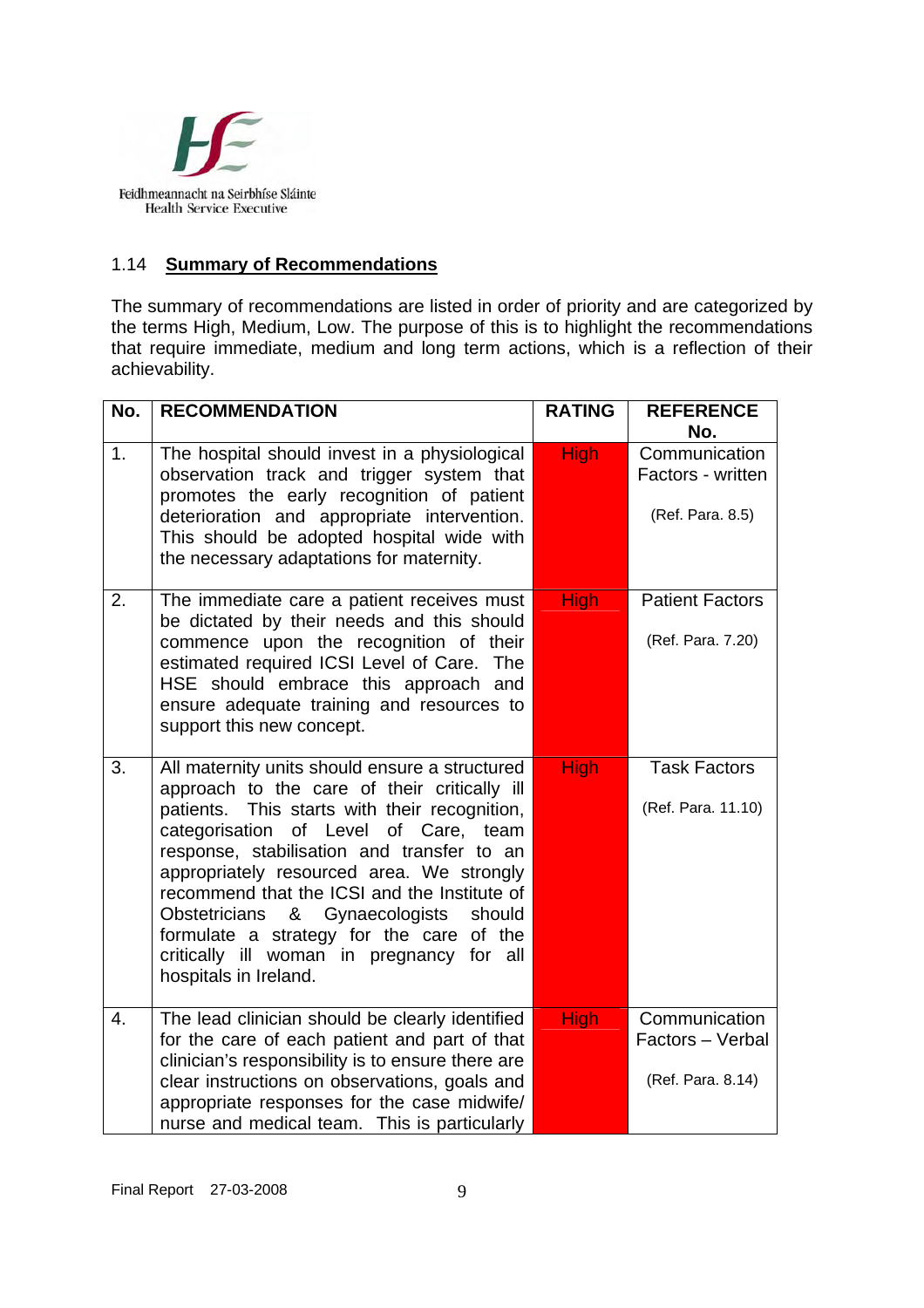## 1.14 Summary of Recommendations

The summary of recommendations are listed in order of priority and are categorized by the terms High, Medium, Low. The purpose of this is to highlight the recommendations that require immediate, medium and long term actions, which is a reflection of their achievability.

| No. | RECOMMENDATION | RATING | REFERENCE No. |
|---|---|---|---|
| 1. | The hospital should invest in a physiological observation track and trigger system that promotes the early recognition of patient deterioration and appropriate intervention. This should be adopted hospital wide with the necessary adaptations for maternity. | High | Communication Factors - written (Ref. Para. 8.5) |
| 2. | The immediate care a patient receives must be dictated by their needs and this should commence upon the recognition of their estimated required ICSI Level of Care. The HSE should embrace this approach and ensure adequate training and resources to support this new concept. | High | Patient Factors (Ref. Para. 7.20) |
| 3. | All maternity units should ensure a structured approach to the care of their critically ill patients. This starts with their recognition, categorisation of Level of Care, team response, stabilisation and transfer to an appropriately resourced area. We strongly recommend that the ICSI and the Institute of Obstetricians & Gynaecologists should formulate a strategy for the care of the critically ill woman in pregnancy for all hospitals in Ireland. | High | Task Factors (Ref. Para. 11.10) |
| 4. | The lead clinician should be clearly identified for the care of each patient and part of that clinician's responsibility is to ensure there are clear instructions on observations, goals and appropriate responses for the case midwife/ nurse and medical team. This is particularly | High | Communication Factors – Verbal (Ref. Para. 8.14) |

Final Report 27-03-2008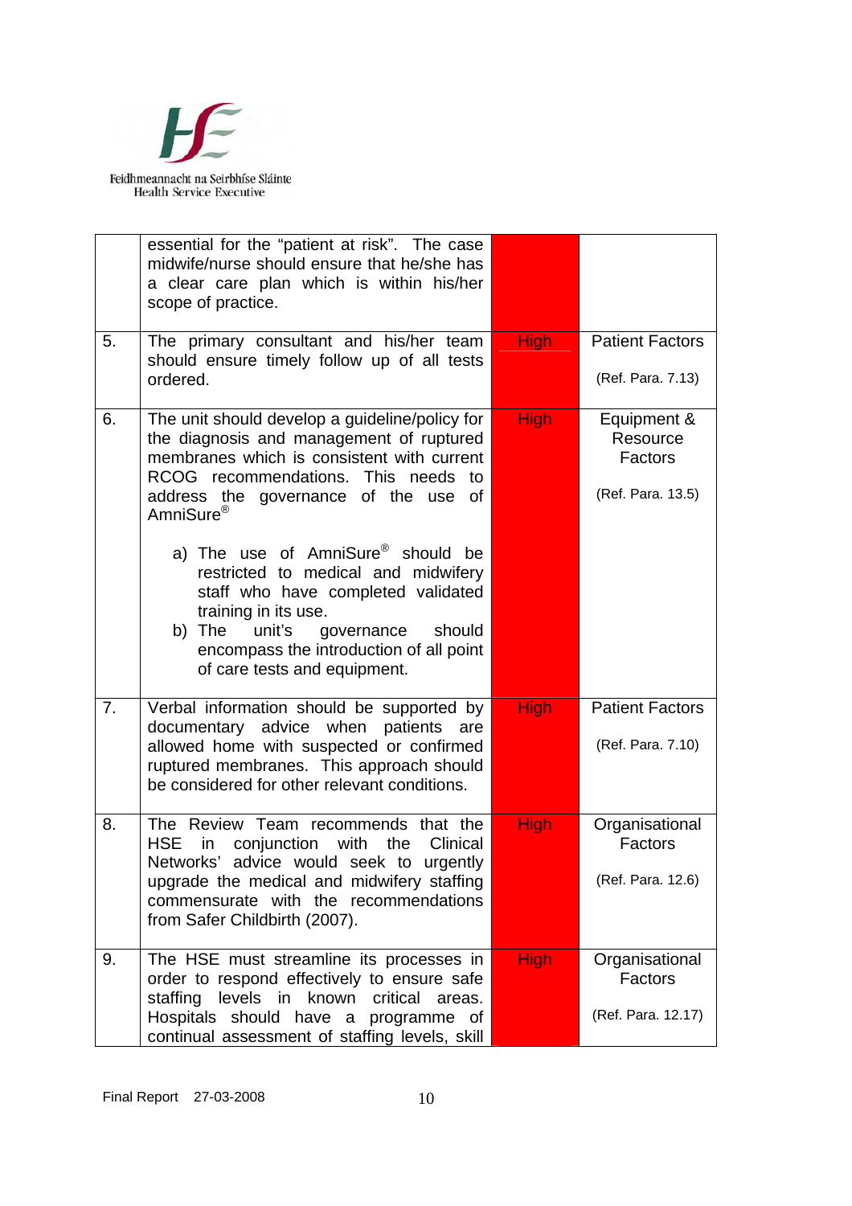|  |  |  |  |
|---|---|---|---|
|  | essential for the "patient at risk". The case midwife/nurse should ensure that he/she has a clear care plan which is within his/her scope of practice. |  |  |
| 5. | The primary consultant and his/her team should ensure timely follow up of all tests ordered. | High | Patient Factors<br><br>(Ref. Para. 7.13) |
| 6. | The unit should develop a guideline/policy for the diagnosis and management of ruptured membranes which is consistent with current RCOG recommendations. This needs to address the governance of the use of AmniSure®<br><br>a) The use of AmniSure® should be restricted to medical and midwifery staff who have completed validated training in its use.<br>b) The unit's governance should encompass the introduction of all point of care tests and equipment. | High | Equipment & Resource Factors<br><br>(Ref. Para. 13.5) |
| 7. | Verbal information should be supported by documentary advice when patients are allowed home with suspected or confirmed ruptured membranes. This approach should be considered for other relevant conditions. | High | Patient Factors<br><br>(Ref. Para. 7.10) |
| 8. | The Review Team recommends that the HSE in conjunction with the Clinical Networks' advice would seek to urgently upgrade the medical and midwifery staffing commensurate with the recommendations from Safer Childbirth (2007). | High | Organisational Factors<br><br>(Ref. Para. 12.6) |
| 9. | The HSE must streamline its processes in order to respond effectively to ensure safe staffing levels in known critical areas. Hospitals should have a programme of continual assessment of staffing levels, skill | High | Organisational Factors<br><br>(Ref. Para. 12.17) |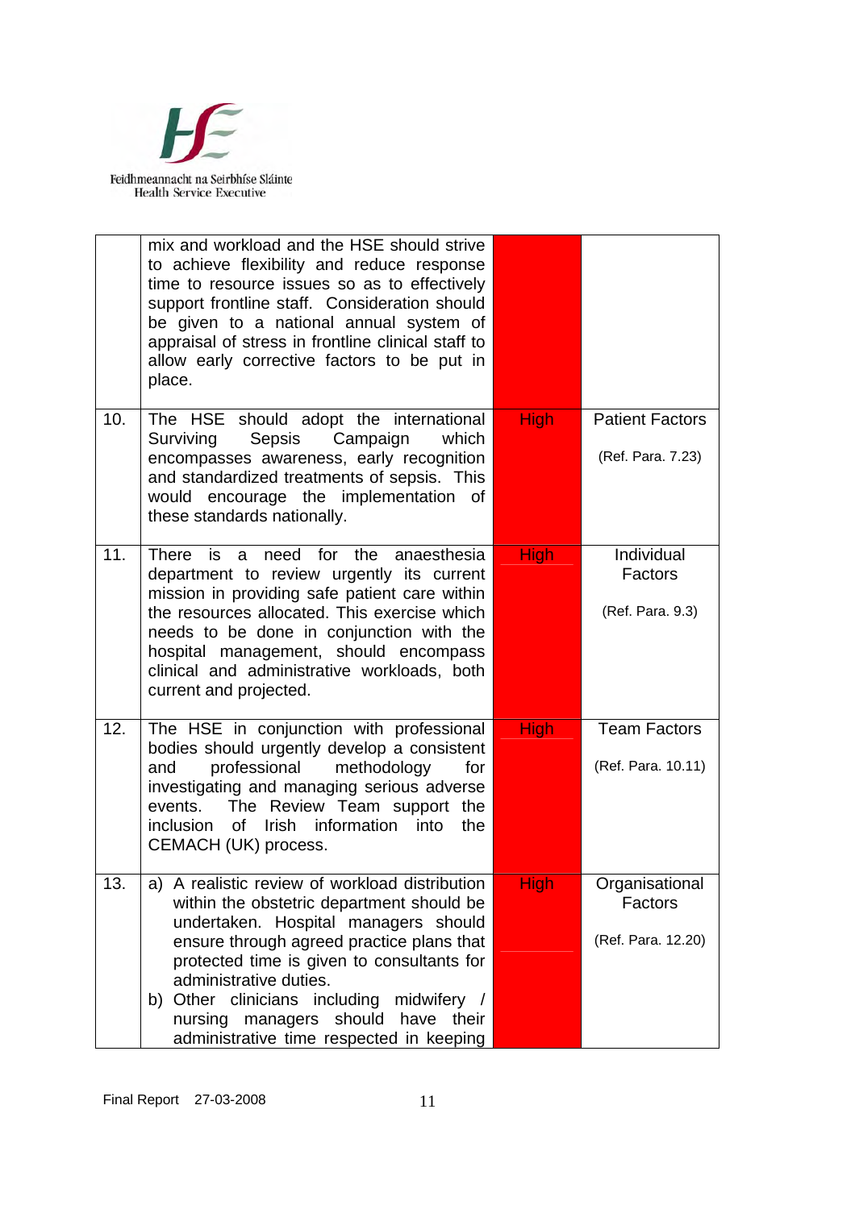| | | | |
|---|---|---|---|
| | mix and workload and the HSE should strive to achieve flexibility and reduce response time to resource issues so as to effectively support frontline staff. Consideration should be given to a national annual system of appraisal of stress in frontline clinical staff to allow early corrective factors to be put in place. | | |
| 10. | The HSE should adopt the international Surviving Sepsis Campaign which encompasses awareness, early recognition and standardized treatments of sepsis. This would encourage the implementation of these standards nationally. | High | Patient Factors<br><br>(Ref. Para. 7.23) |
| 11. | There is a need for the anaesthesia department to review urgently its current mission in providing safe patient care within the resources allocated. This exercise which needs to be done in conjunction with the hospital management, should encompass clinical and administrative workloads, both current and projected. | High | Individual Factors<br><br>(Ref. Para. 9.3) |
| 12. | The HSE in conjunction with professional bodies should urgently develop a consistent and professional methodology for investigating and managing serious adverse events. The Review Team support the inclusion of Irish information into the CEMACH (UK) process. | High | Team Factors<br><br>(Ref. Para. 10.11) |
| 13. | a) A realistic review of workload distribution within the obstetric department should be undertaken. Hospital managers should ensure through agreed practice plans that protected time is given to consultants for administrative duties.<br>b) Other clinicians including midwifery / nursing managers should have their administrative time respected in keeping | High | Organisational Factors<br><br>(Ref. Para. 12.20) |

Final Report 27-03-2008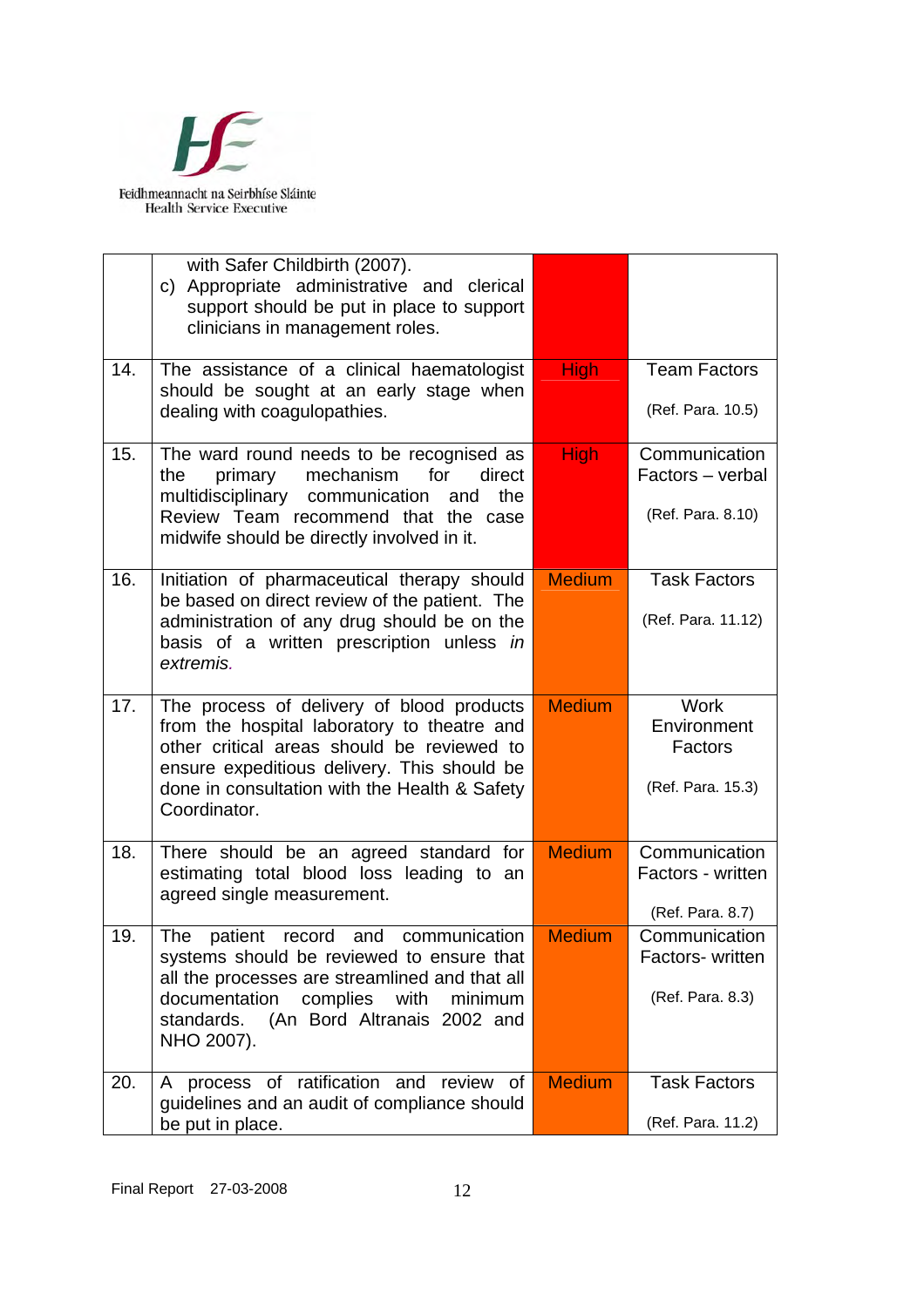|  |  |  |  |
|---|---|---|---|
|  | with Safer Childbirth (2007).<br>c) Appropriate administrative and clerical support should be put in place to support clinicians in management roles. |  |  |
| 14. | The assistance of a clinical haematologist should be sought at an early stage when dealing with coagulopathies. | High | Team Factors<br><br>(Ref. Para. 10.5) |
| 15. | The ward round needs to be recognised as the primary mechanism for direct multidisciplinary communication and the Review Team recommend that the case midwife should be directly involved in it. | High | Communication Factors – verbal<br><br>(Ref. Para. 8.10) |
| 16. | Initiation of pharmaceutical therapy should be based on direct review of the patient. The administration of any drug should be on the basis of a written prescription unless *in extremis.* | Medium | Task Factors<br><br>(Ref. Para. 11.12) |
| 17. | The process of delivery of blood products from the hospital laboratory to theatre and other critical areas should be reviewed to ensure expeditious delivery. This should be done in consultation with the Health & Safety Coordinator. | Medium | Work Environment Factors<br><br>(Ref. Para. 15.3) |
| 18. | There should be an agreed standard for estimating total blood loss leading to an agreed single measurement. | Medium | Communication Factors - written<br><br>(Ref. Para. 8.7) |
| 19. | The patient record and communication systems should be reviewed to ensure that all the processes are streamlined and that all documentation complies with minimum standards. (An Bord Altranais 2002 and NHO 2007). | Medium | Communication Factors- written<br><br>(Ref. Para. 8.3) |
| 20. | A process of ratification and review of guidelines and an audit of compliance should be put in place. | Medium | Task Factors<br><br>(Ref. Para. 11.2) |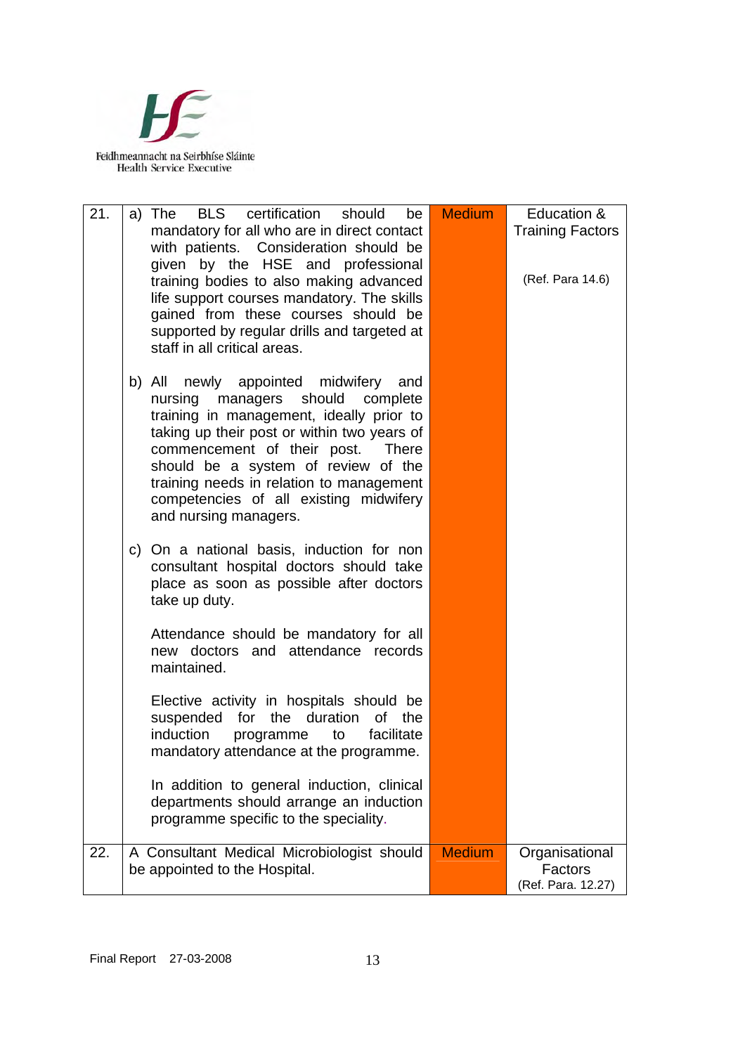| | | | |
|---|---|---|---|
| 21. | a) The BLS certification should be mandatory for all who are in direct contact with patients. Consideration should be given by the HSE and professional training bodies to also making advanced life support courses mandatory. The skills gained from these courses should be supported by regular drills and targeted at staff in all critical areas.<br><br>b) All newly appointed midwifery and nursing managers should complete training in management, ideally prior to taking up their post or within two years of commencement of their post. There should be a system of review of the training needs in relation to management competencies of all existing midwifery and nursing managers.<br><br>c) On a national basis, induction for non consultant hospital doctors should take place as soon as possible after doctors take up duty.<br><br>Attendance should be mandatory for all new doctors and attendance records maintained.<br><br>Elective activity in hospitals should be suspended for the duration of the induction programme to facilitate mandatory attendance at the programme.<br><br>In addition to general induction, clinical departments should arrange an induction programme specific to the speciality. | Medium | Education & Training Factors<br><br>(Ref. Para 14.6) |
| 22. | A Consultant Medical Microbiologist should be appointed to the Hospital. | Medium | Organisational Factors<br>(Ref. Para. 12.27) |

Final Report 27-03-2008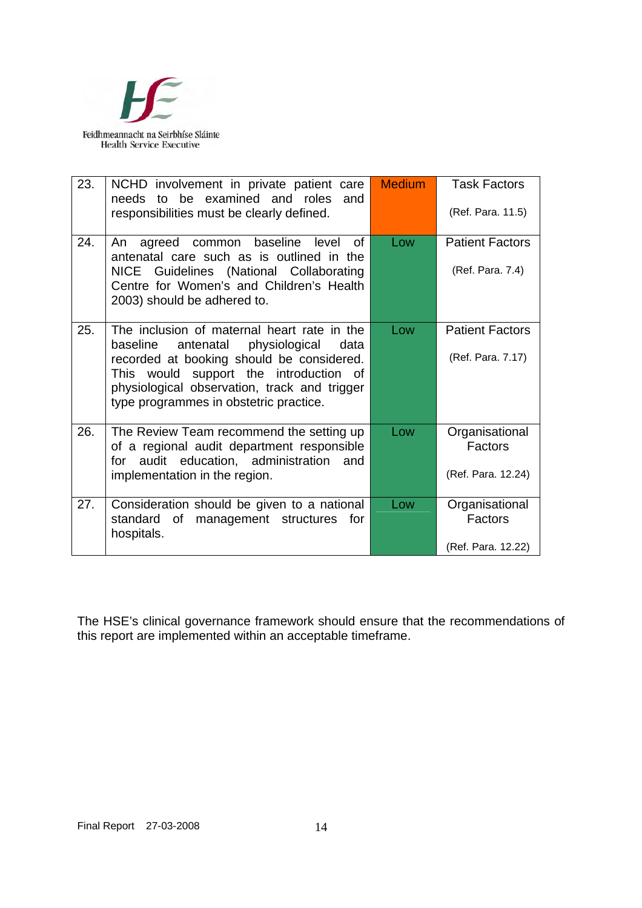| 23. | NCHD involvement in private patient care needs to be examined and roles and responsibilities must be clearly defined. | Medium | Task Factors<br><br>(Ref. Para. 11.5) |
|---|---|---|---|
| 24. | An agreed common baseline level of antenatal care such as is outlined in the NICE Guidelines (National Collaborating Centre for Women's and Children's Health 2003) should be adhered to. | Low | Patient Factors<br><br>(Ref. Para. 7.4) |
| 25. | The inclusion of maternal heart rate in the baseline antenatal physiological data recorded at booking should be considered. This would support the introduction of physiological observation, track and trigger type programmes in obstetric practice. | Low | Patient Factors<br><br>(Ref. Para. 7.17) |
| 26. | The Review Team recommend the setting up of a regional audit department responsible for audit education, administration and implementation in the region. | Low | Organisational Factors<br><br>(Ref. Para. 12.24) |
| 27. | Consideration should be given to a national standard of management structures for hospitals. | Low | Organisational Factors<br><br>(Ref. Para. 12.22) |

The HSE's clinical governance framework should ensure that the recommendations of this report are implemented within an acceptable timeframe.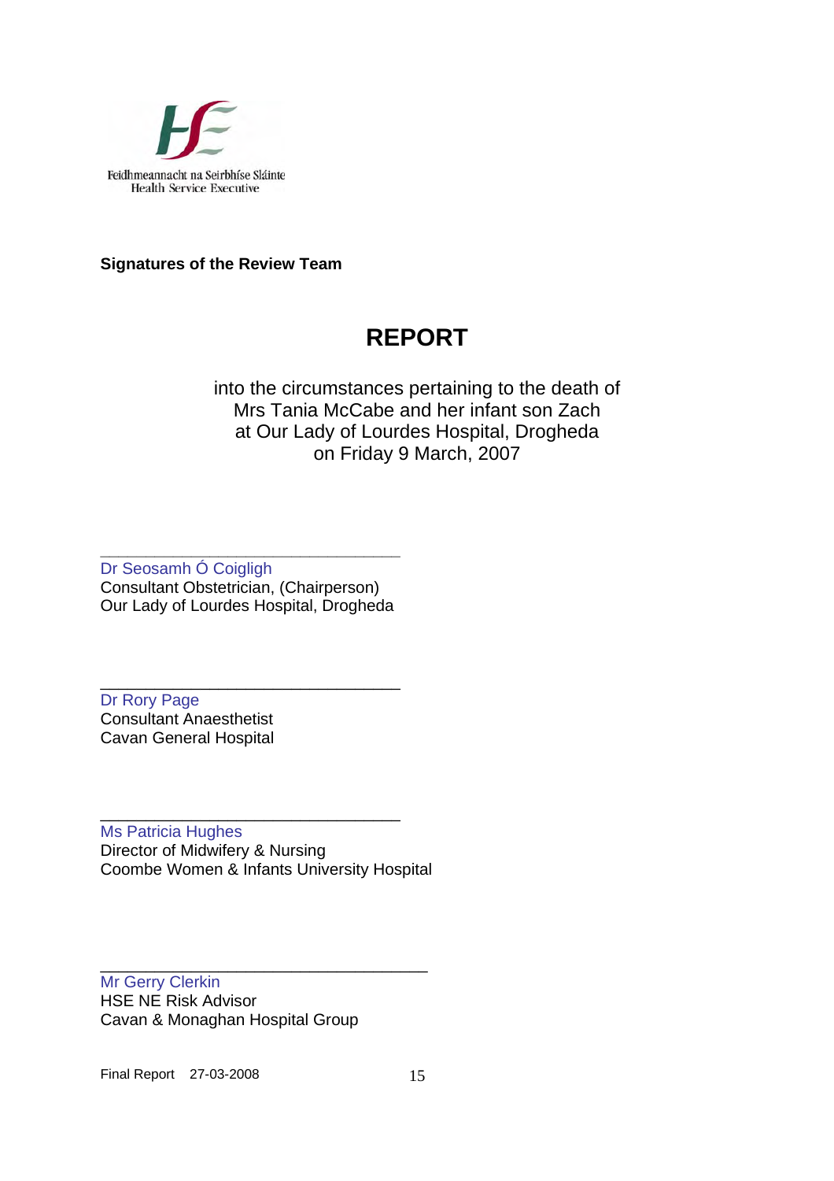Feidhmeannacht na Seirbhíse Sláinte
Health Service Executive

**Signatures of the Review Team**

# REPORT

into the circumstances pertaining to the death of
Mrs Tania McCabe and her infant son Zach
at Our Lady of Lourdes Hospital, Drogheda
on Friday 9 March, 2007

\_\_\_\_\_\_\_\_\_\_\_\_\_\_\_\_\_\_\_\_\_\_\_\_\_\_\_\_\_\_\_\_\_\_\_
Dr Seosamh Ó Coigligh
Consultant Obstetrician, (Chairperson)
Our Lady of Lourdes Hospital, Drogheda

\_\_\_\_\_\_\_\_\_\_\_\_\_\_\_\_\_\_\_\_\_\_\_\_\_\_\_\_\_\_\_\_\_\_\_
Dr Rory Page
Consultant Anaesthetist
Cavan General Hospital

\_\_\_\_\_\_\_\_\_\_\_\_\_\_\_\_\_\_\_\_\_\_\_\_\_\_\_\_\_\_\_\_\_\_\_
Ms Patricia Hughes
Director of Midwifery & Nursing
Coombe Women & Infants University Hospital

\_\_\_\_\_\_\_\_\_\_\_\_\_\_\_\_\_\_\_\_\_\_\_\_\_\_\_\_\_\_\_\_\_\_\_
Mr Gerry Clerkin
HSE NE Risk Advisor
Cavan & Monaghan Hospital Group

Final Report 27-03-2008